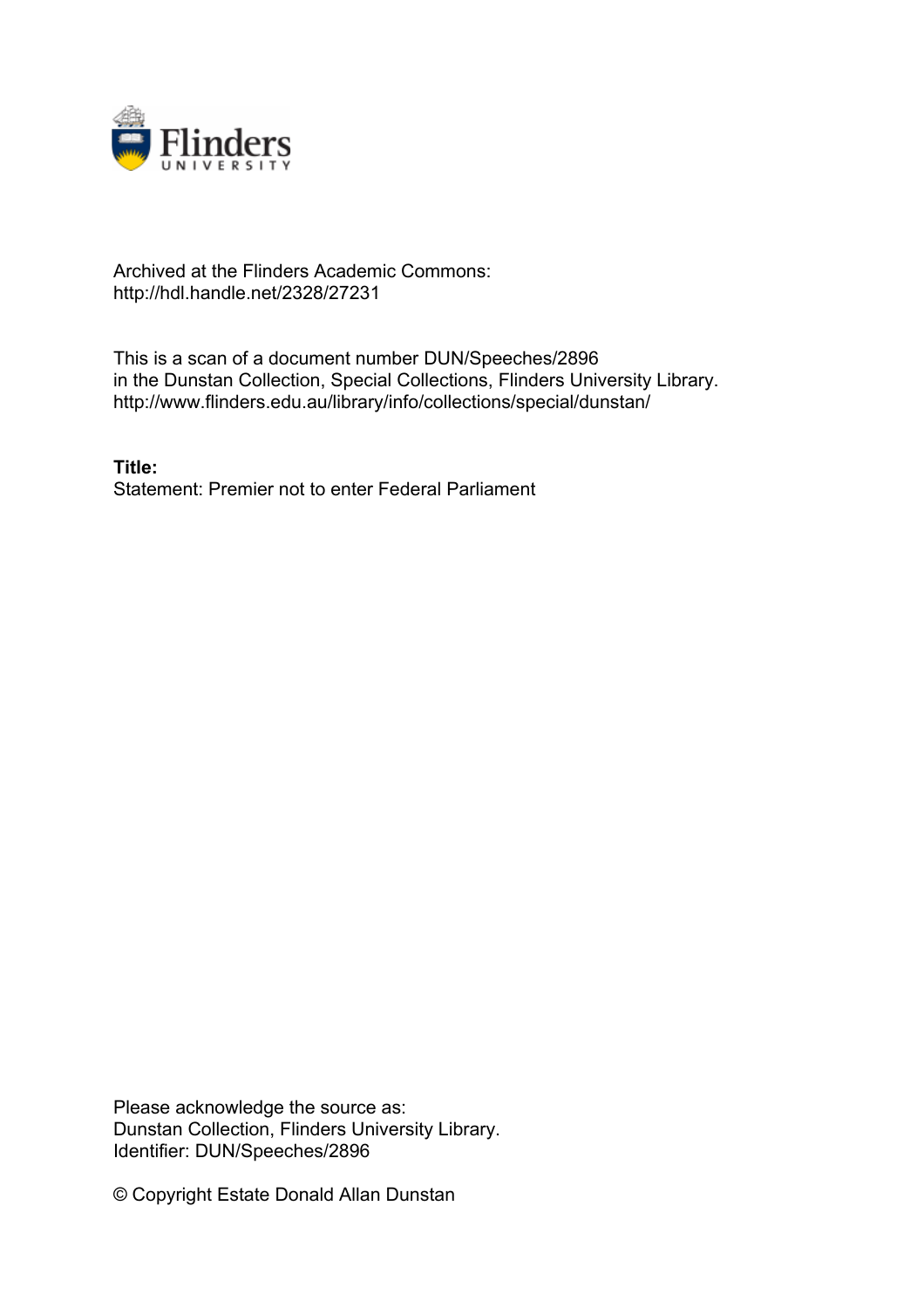Archived at the Flinders Academic Commons:
http://hdl.handle.net/2328/27231

This is a scan of a document number DUN/Speeches/2896
in the Dunstan Collection, Special Collections, Flinders University Library.
http://www.flinders.edu.au/library/info/collections/special/dunstan/

**Title:**
Statement: Premier not to enter Federal Parliament

Please acknowledge the source as:
Dunstan Collection, Flinders University Library.
Identifier: DUN/Speeches/2896

© Copyright Estate Donald Allan Dunstan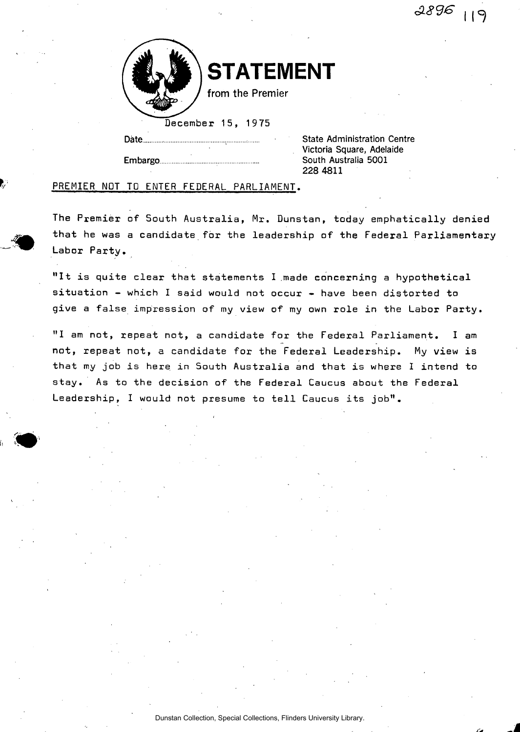# STATEMENT

from the Premier

Date December 15, 1975

Embargo

State Administration Centre
Victoria Square, Adelaide
South Australia 5001
228 4811

PREMIER NOT TO ENTER FEDERAL PARLIAMENT.

The Premier of South Australia, Mr. Dunstan, today emphatically denied that he was a candidate for the leadership of the Federal Parliamentary Labor Party.

"It is quite clear that statements I made concerning a hypothetical situation - which I said would not occur - have been distorted to give a false impression of my view of my own role in the Labor Party.

"I am not, repeat not, a candidate for the Federal Parliament. I am not, repeat not, a candidate for the Federal Leadership. My view is that my job is here in South Australia and that is where I intend to stay. As to the decision of the Federal Caucus about the Federal Leadership, I would not presume to tell Caucus its job".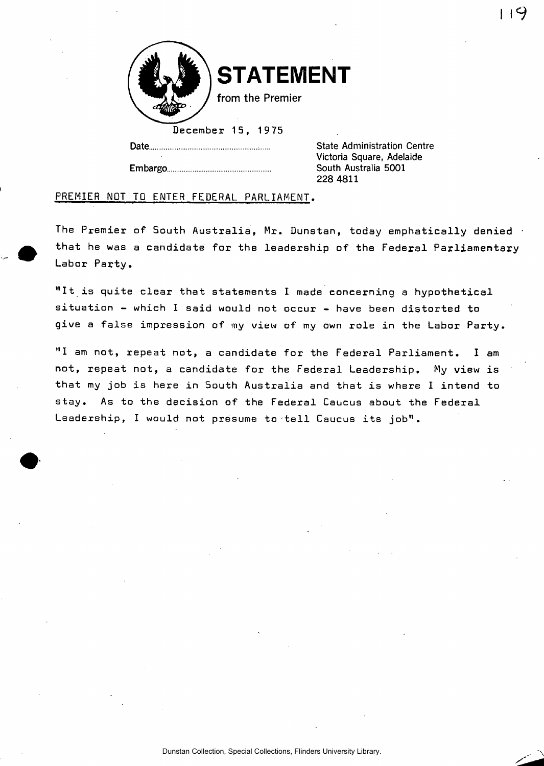# STATEMENT

from the Premier

Date: December 15, 1975

Embargo:

State Administration Centre
Victoria Square, Adelaide
South Australia 5001
228 4811

PREMIER NOT TO ENTER FEDERAL PARLIAMENT.

The Premier of South Australia, Mr. Dunstan, today emphatically denied that he was a candidate for the leadership of the Federal Parliamentary Labor Party.

"It is quite clear that statements I made concerning a hypothetical situation - which I said would not occur - have been distorted to give a false impression of my view of my own role in the Labor Party.

"I am not, repeat not, a candidate for the Federal Parliament. I am not, repeat not, a candidate for the Federal Leadership. My view is that my job is here in South Australia and that is where I intend to stay. As to the decision of the Federal Caucus about the Federal Leadership, I would not presume to tell Caucus its job".

Dunstan Collection, Special Collections, Flinders University Library.